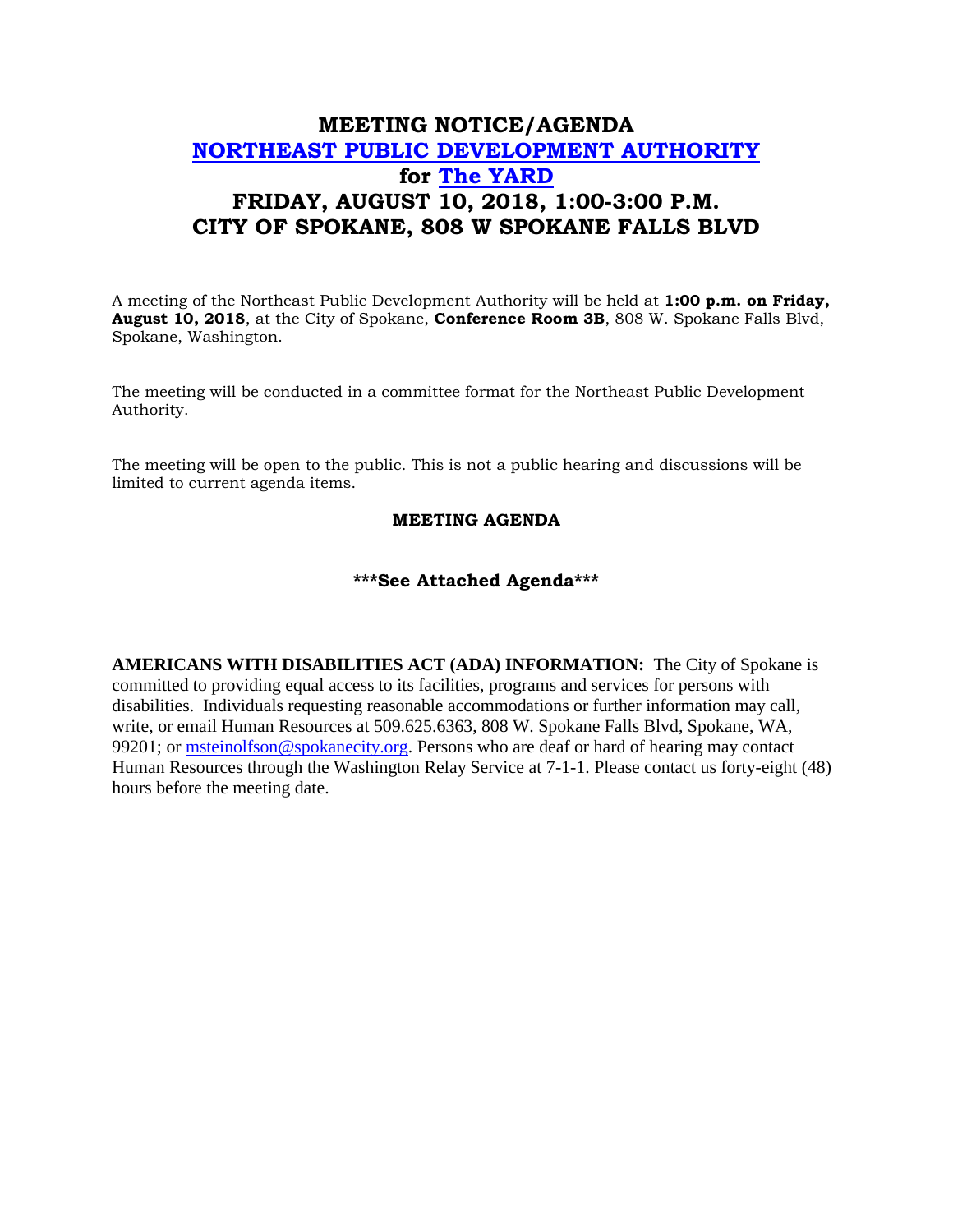# MEETING NOTICE/AGENDA
# NORTHEAST PUBLIC DEVELOPMENT AUTHORITY
# for The YARD
# FRIDAY, AUGUST 10, 2018, 1:00-3:00 P.M.
# CITY OF SPOKANE, 808 W SPOKANE FALLS BLVD

A meeting of the Northeast Public Development Authority will be held at **1:00 p.m. on Friday, August 10, 2018**, at the City of Spokane, **Conference Room 3B**, 808 W. Spokane Falls Blvd, Spokane, Washington.

The meeting will be conducted in a committee format for the Northeast Public Development Authority.

The meeting will be open to the public. This is not a public hearing and discussions will be limited to current agenda items.

**MEETING AGENDA**

**\*\*\*See Attached Agenda\*\*\***

**AMERICANS WITH DISABILITIES ACT (ADA) INFORMATION:** The City of Spokane is committed to providing equal access to its facilities, programs and services for persons with disabilities. Individuals requesting reasonable accommodations or further information may call, write, or email Human Resources at 509.625.6363, 808 W. Spokane Falls Blvd, Spokane, WA, 99201; or msteinolfson@spokanecity.org. Persons who are deaf or hard of hearing may contact Human Resources through the Washington Relay Service at 7-1-1. Please contact us forty-eight (48) hours before the meeting date.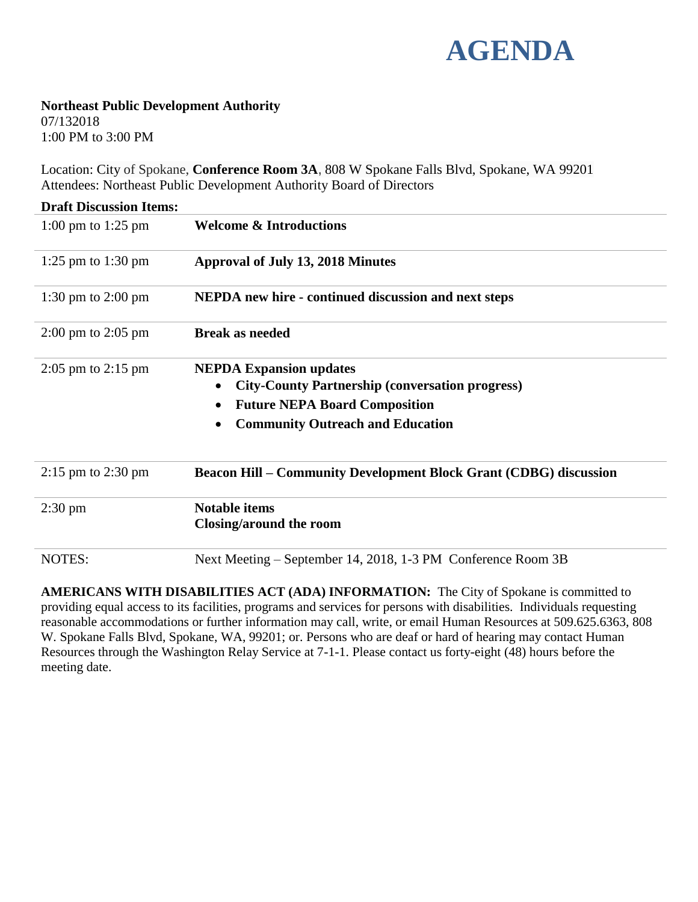# AGENDA

**Northeast Public Development Authority**
07/132018
1:00 PM to 3:00 PM

Location: City of Spokane, **Conference Room 3A**, 808 W Spokane Falls Blvd, Spokane, WA 99201
Attendees: Northeast Public Development Authority Board of Directors

**Draft Discussion Items:**

| | |
|---|---|
| 1:00 pm to 1:25 pm | **Welcome & Introductions** |
| 1:25 pm to 1:30 pm | **Approval of July 13, 2018 Minutes** |
| 1:30 pm to 2:00 pm | **NEPDA new hire - continued discussion and next steps** |
| 2:00 pm to 2:05 pm | **Break as needed** |
| 2:05 pm to 2:15 pm | **NEPDA Expansion updates**<br>• **City-County Partnership (conversation progress)**<br>• **Future NEPA Board Composition**<br>• **Community Outreach and Education** |
| 2:15 pm to 2:30 pm | **Beacon Hill – Community Development Block Grant (CDBG) discussion** |
| 2:30 pm | **Notable items**<br>**Closing/around the room** |
| NOTES: | Next Meeting – September 14, 2018, 1-3 PM Conference Room 3B |

**AMERICANS WITH DISABILITIES ACT (ADA) INFORMATION:** The City of Spokane is committed to providing equal access to its facilities, programs and services for persons with disabilities. Individuals requesting reasonable accommodations or further information may call, write, or email Human Resources at 509.625.6363, 808 W. Spokane Falls Blvd, Spokane, WA, 99201; or. Persons who are deaf or hard of hearing may contact Human Resources through the Washington Relay Service at 7-1-1. Please contact us forty-eight (48) hours before the meeting date.